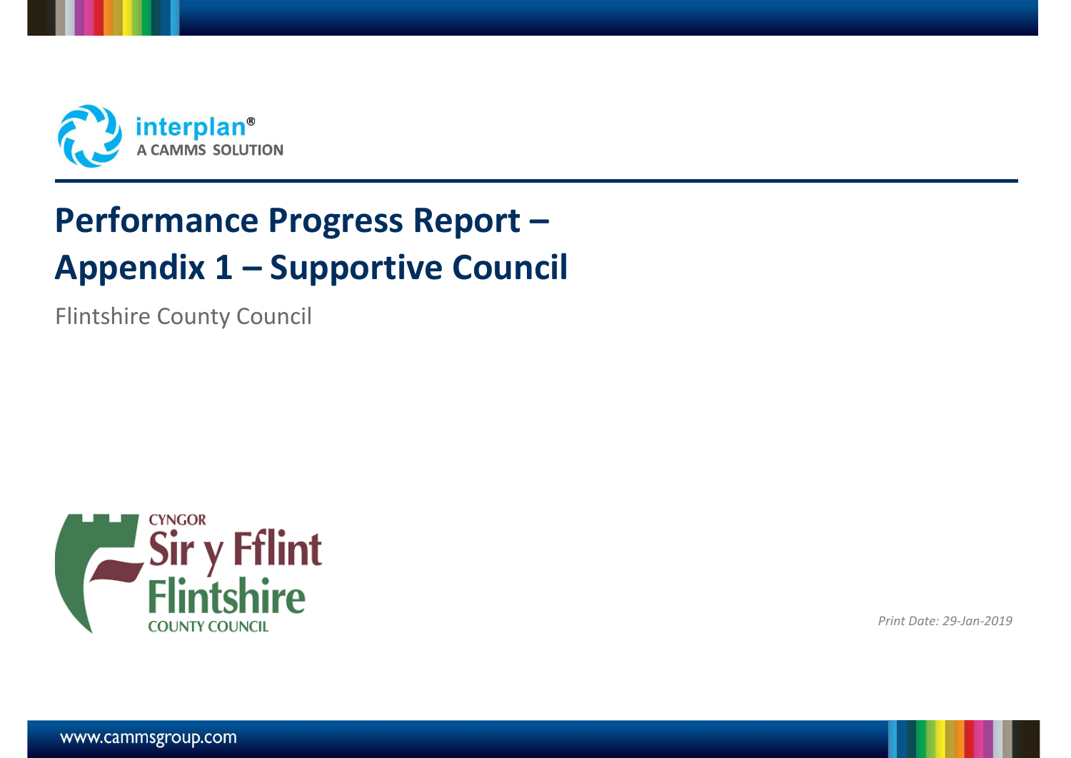interplan®
A CAMMS SOLUTION

# Performance Progress Report – Appendix 1 – Supportive Council

Flintshire County Council

CYNGOR
Sir y Fflint
Flintshire
COUNTY COUNCIL

*Print Date: 29-Jan-2019*

www.cammsgroup.com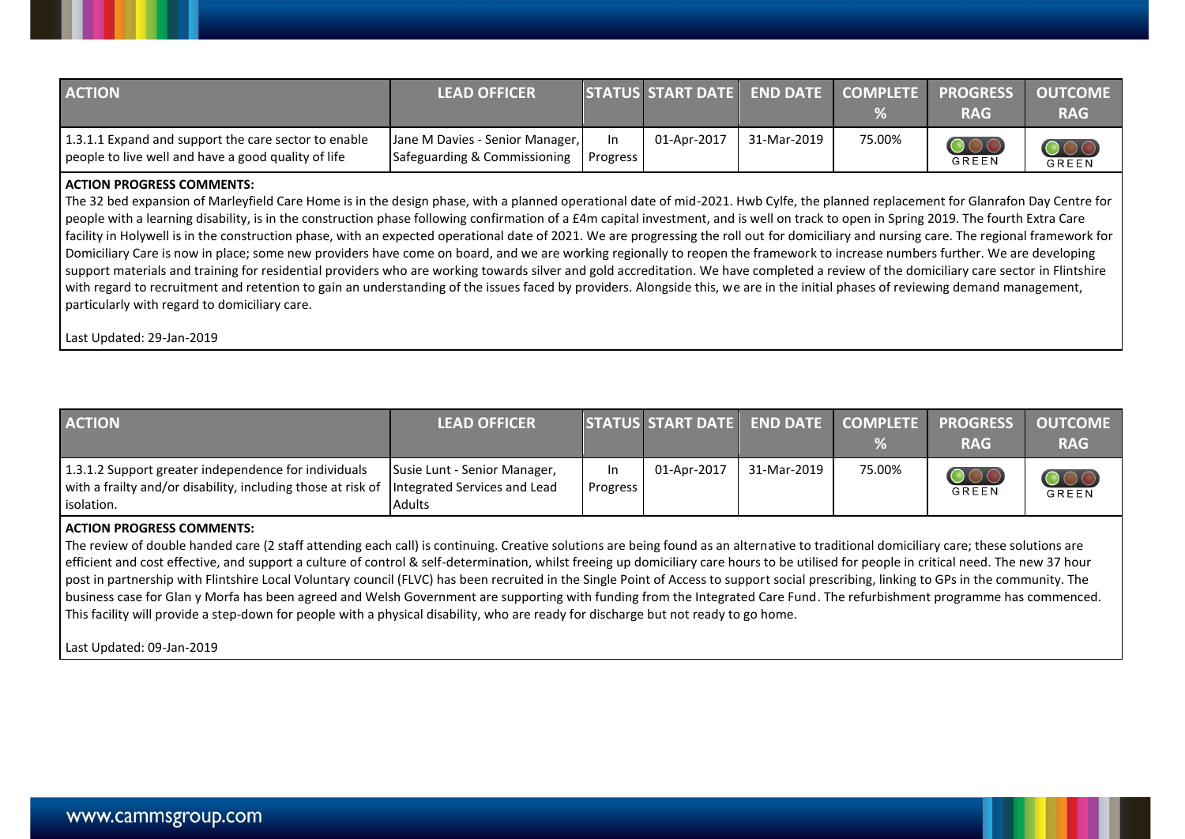| ACTION | LEAD OFFICER | STATUS | START DATE | END DATE | COMPLETE % | PROGRESS RAG | OUTCOME RAG |
|---|---|---|---|---|---|---|---|
| 1.3.1.1 Expand and support the care sector to enable people to live well and have a good quality of life | Jane M Davies - Senior Manager, Safeguarding & Commissioning | In Progress | 01-Apr-2017 | 31-Mar-2019 | 75.00% | GREEN | GREEN |

**ACTION PROGRESS COMMENTS:**

The 32 bed expansion of Marleyfield Care Home is in the design phase, with a planned operational date of mid-2021. Hwb Cylfe, the planned replacement for Glanrafon Day Centre for people with a learning disability, is in the construction phase following confirmation of a £4m capital investment, and is well on track to open in Spring 2019. The fourth Extra Care facility in Holywell is in the construction phase, with an expected operational date of 2021. We are progressing the roll out for domiciliary and nursing care. The regional framework for Domiciliary Care is now in place; some new providers have come on board, and we are working regionally to reopen the framework to increase numbers further. We are developing support materials and training for residential providers who are working towards silver and gold accreditation. We have completed a review of the domiciliary care sector in Flintshire with regard to recruitment and retention to gain an understanding of the issues faced by providers. Alongside this, we are in the initial phases of reviewing demand management, particularly with regard to domiciliary care.

Last Updated: 29-Jan-2019

| ACTION | LEAD OFFICER | STATUS | START DATE | END DATE | COMPLETE % | PROGRESS RAG | OUTCOME RAG |
|---|---|---|---|---|---|---|---|
| 1.3.1.2 Support greater independence for individuals with a frailty and/or disability, including those at risk of isolation. | Susie Lunt - Senior Manager, Integrated Services and Lead Adults | In Progress | 01-Apr-2017 | 31-Mar-2019 | 75.00% | GREEN | GREEN |

**ACTION PROGRESS COMMENTS:**

The review of double handed care (2 staff attending each call) is continuing. Creative solutions are being found as an alternative to traditional domiciliary care; these solutions are efficient and cost effective, and support a culture of control & self-determination, whilst freeing up domiciliary care hours to be utilised for people in critical need. The new 37 hour post in partnership with Flintshire Local Voluntary council (FLVC) has been recruited in the Single Point of Access to support social prescribing, linking to GPs in the community. The business case for Glan y Morfa has been agreed and Welsh Government are supporting with funding from the Integrated Care Fund. The refurbishment programme has commenced. This facility will provide a step-down for people with a physical disability, who are ready for discharge but not ready to go home.

Last Updated: 09-Jan-2019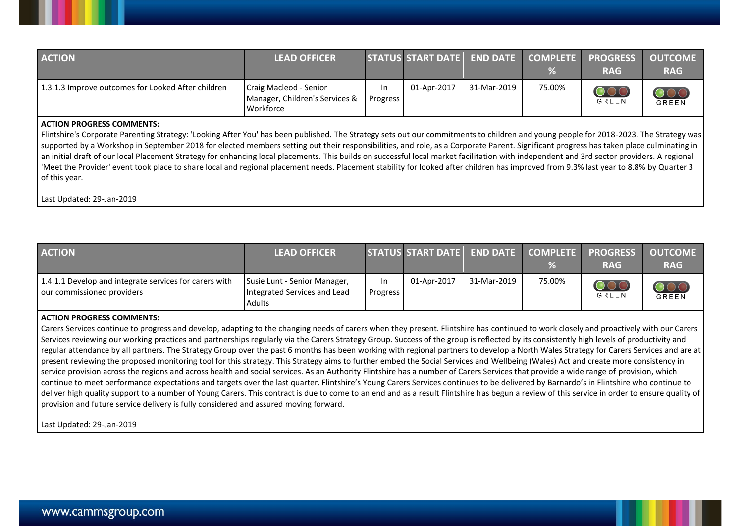| ACTION | LEAD OFFICER | STATUS | START DATE | END DATE | COMPLETE % | PROGRESS RAG | OUTCOME RAG |
|---|---|---|---|---|---|---|---|
| 1.3.1.3 Improve outcomes for Looked After children | Craig Macleod - Senior Manager, Children's Services & Workforce | In Progress | 01-Apr-2017 | 31-Mar-2019 | 75.00% | GREEN | GREEN |

**ACTION PROGRESS COMMENTS:**

Flintshire's Corporate Parenting Strategy: 'Looking After You' has been published. The Strategy sets out our commitments to children and young people for 2018-2023. The Strategy was supported by a Workshop in September 2018 for elected members setting out their responsibilities, and role, as a Corporate Parent. Significant progress has taken place culminating in an initial draft of our local Placement Strategy for enhancing local placements. This builds on successful local market facilitation with independent and 3rd sector providers. A regional 'Meet the Provider' event took place to share local and regional placement needs. Placement stability for looked after children has improved from 9.3% last year to 8.8% by Quarter 3 of this year.

Last Updated: 29-Jan-2019

| ACTION | LEAD OFFICER | STATUS | START DATE | END DATE | COMPLETE % | PROGRESS RAG | OUTCOME RAG |
|---|---|---|---|---|---|---|---|
| 1.4.1.1 Develop and integrate services for carers with our commissioned providers | Susie Lunt - Senior Manager, Integrated Services and Lead Adults | In Progress | 01-Apr-2017 | 31-Mar-2019 | 75.00% | GREEN | GREEN |

**ACTION PROGRESS COMMENTS:**

Carers Services continue to progress and develop, adapting to the changing needs of carers when they present. Flintshire has continued to work closely and proactively with our Carers Services reviewing our working practices and partnerships regularly via the Carers Strategy Group. Success of the group is reflected by its consistently high levels of productivity and regular attendance by all partners. The Strategy Group over the past 6 months has been working with regional partners to develop a North Wales Strategy for Carers Services and are at present reviewing the proposed monitoring tool for this strategy. This Strategy aims to further embed the Social Services and Wellbeing (Wales) Act and create more consistency in service provision across the regions and across health and social services. As an Authority Flintshire has a number of Carers Services that provide a wide range of provision, which continue to meet performance expectations and targets over the last quarter. Flintshire's Young Carers Services continues to be delivered by Barnardo's in Flintshire who continue to deliver high quality support to a number of Young Carers. This contract is due to come to an end and as a result Flintshire has begun a review of this service in order to ensure quality of provision and future service delivery is fully considered and assured moving forward.

Last Updated: 29-Jan-2019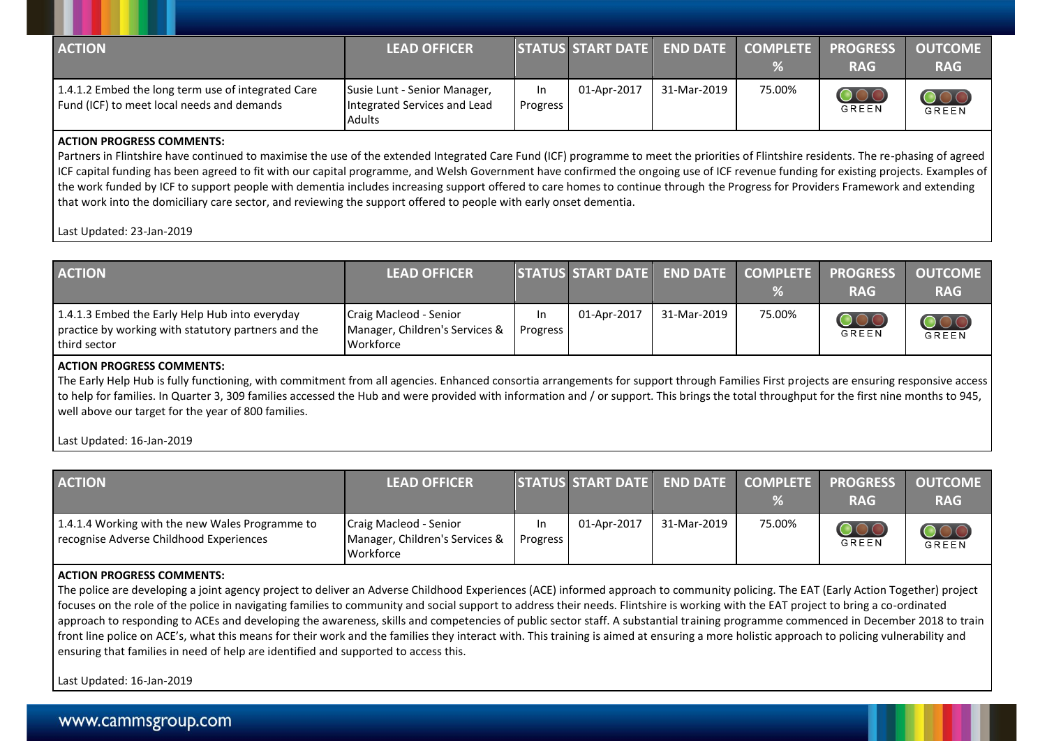| ACTION | LEAD OFFICER | STATUS | START DATE | END DATE | COMPLETE % | PROGRESS RAG | OUTCOME RAG |
|---|---|---|---|---|---|---|---|
| 1.4.1.2 Embed the long term use of integrated Care Fund (ICF) to meet local needs and demands | Susie Lunt - Senior Manager, Integrated Services and Lead Adults | In Progress | 01-Apr-2017 | 31-Mar-2019 | 75.00% | GREEN | GREEN |

**ACTION PROGRESS COMMENTS:**

Partners in Flintshire have continued to maximise the use of the extended Integrated Care Fund (ICF) programme to meet the priorities of Flintshire residents. The re-phasing of agreed ICF capital funding has been agreed to fit with our capital programme, and Welsh Government have confirmed the ongoing use of ICF revenue funding for existing projects. Examples of the work funded by ICF to support people with dementia includes increasing support offered to care homes to continue through the Progress for Providers Framework and extending that work into the domiciliary care sector, and reviewing the support offered to people with early onset dementia.

Last Updated: 23-Jan-2019

| ACTION | LEAD OFFICER | STATUS | START DATE | END DATE | COMPLETE % | PROGRESS RAG | OUTCOME RAG |
|---|---|---|---|---|---|---|---|
| 1.4.1.3 Embed the Early Help Hub into everyday practice by working with statutory partners and the third sector | Craig Macleod - Senior Manager, Children's Services & Workforce | In Progress | 01-Apr-2017 | 31-Mar-2019 | 75.00% | GREEN | GREEN |

**ACTION PROGRESS COMMENTS:**

The Early Help Hub is fully functioning, with commitment from all agencies. Enhanced consortia arrangements for support through Families First projects are ensuring responsive access to help for families. In Quarter 3, 309 families accessed the Hub and were provided with information and / or support. This brings the total throughput for the first nine months to 945, well above our target for the year of 800 families.

Last Updated: 16-Jan-2019

| ACTION | LEAD OFFICER | STATUS | START DATE | END DATE | COMPLETE % | PROGRESS RAG | OUTCOME RAG |
|---|---|---|---|---|---|---|---|
| 1.4.1.4 Working with the new Wales Programme to recognise Adverse Childhood Experiences | Craig Macleod - Senior Manager, Children's Services & Workforce | In Progress | 01-Apr-2017 | 31-Mar-2019 | 75.00% | GREEN | GREEN |

**ACTION PROGRESS COMMENTS:**

The police are developing a joint agency project to deliver an Adverse Childhood Experiences (ACE) informed approach to community policing. The EAT (Early Action Together) project focuses on the role of the police in navigating families to community and social support to address their needs. Flintshire is working with the EAT project to bring a co-ordinated approach to responding to ACEs and developing the awareness, skills and competencies of public sector staff. A substantial training programme commenced in December 2018 to train front line police on ACE's, what this means for their work and the families they interact with. This training is aimed at ensuring a more holistic approach to policing vulnerability and ensuring that families in need of help are identified and supported to access this.

Last Updated: 16-Jan-2019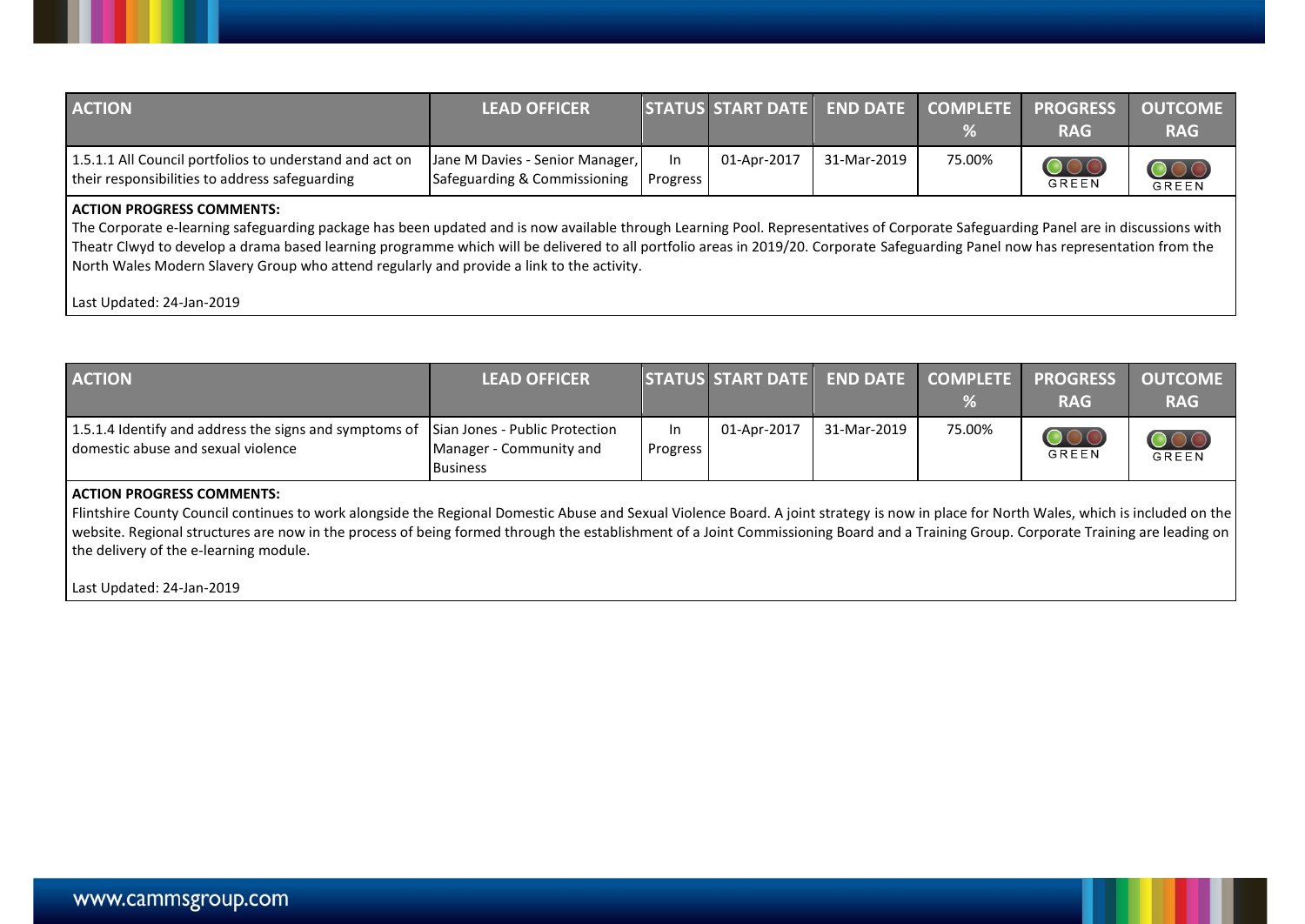| ACTION | LEAD OFFICER | STATUS | START DATE | END DATE | COMPLETE % | PROGRESS RAG | OUTCOME RAG |
|---|---|---|---|---|---|---|---|
| 1.5.1.1 All Council portfolios to understand and act on their responsibilities to address safeguarding | Jane M Davies - Senior Manager, Safeguarding & Commissioning | In Progress | 01-Apr-2017 | 31-Mar-2019 | 75.00% | GREEN | GREEN |

**ACTION PROGRESS COMMENTS:**

The Corporate e-learning safeguarding package has been updated and is now available through Learning Pool. Representatives of Corporate Safeguarding Panel are in discussions with Theatr Clwyd to develop a drama based learning programme which will be delivered to all portfolio areas in 2019/20. Corporate Safeguarding Panel now has representation from the North Wales Modern Slavery Group who attend regularly and provide a link to the activity.

Last Updated: 24-Jan-2019

| ACTION | LEAD OFFICER | STATUS | START DATE | END DATE | COMPLETE % | PROGRESS RAG | OUTCOME RAG |
|---|---|---|---|---|---|---|---|
| 1.5.1.4 Identify and address the signs and symptoms of domestic abuse and sexual violence | Sian Jones - Public Protection Manager - Community and Business | In Progress | 01-Apr-2017 | 31-Mar-2019 | 75.00% | GREEN | GREEN |

**ACTION PROGRESS COMMENTS:**

Flintshire County Council continues to work alongside the Regional Domestic Abuse and Sexual Violence Board. A joint strategy is now in place for North Wales, which is included on the website. Regional structures are now in the process of being formed through the establishment of a Joint Commissioning Board and a Training Group. Corporate Training are leading on the delivery of the e-learning module.

Last Updated: 24-Jan-2019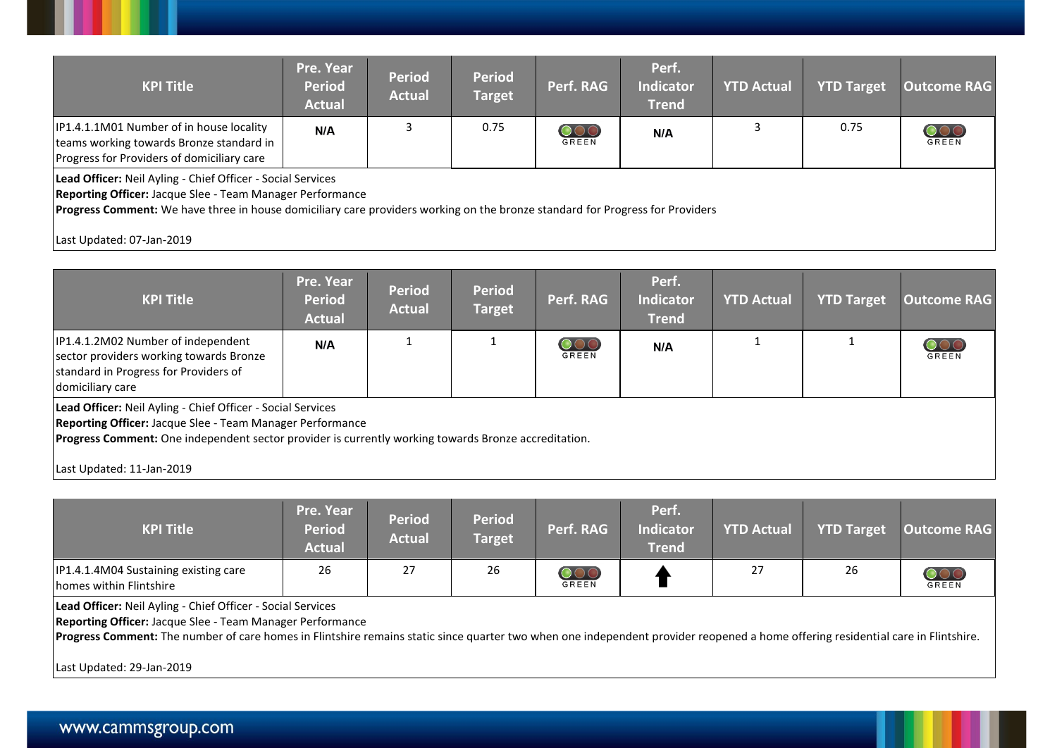| KPI Title | Pre. Year Period Actual | Period Actual | Period Target | Perf. RAG | Perf. Indicator Trend | YTD Actual | YTD Target | Outcome RAG |
|---|---|---|---|---|---|---|---|---|
| IP1.4.1.1M01 Number of in house locality teams working towards Bronze standard in Progress for Providers of domiciliary care | N/A | 3 | 0.75 | GREEN | N/A | 3 | 0.75 | GREEN |

**Lead Officer:** Neil Ayling - Chief Officer - Social Services
**Reporting Officer:** Jacque Slee - Team Manager Performance
**Progress Comment:** We have three in house domiciliary care providers working on the bronze standard for Progress for Providers

Last Updated: 07-Jan-2019

| KPI Title | Pre. Year Period Actual | Period Actual | Period Target | Perf. RAG | Perf. Indicator Trend | YTD Actual | YTD Target | Outcome RAG |
|---|---|---|---|---|---|---|---|---|
| IP1.4.1.2M02 Number of independent sector providers working towards Bronze standard in Progress for Providers of domiciliary care | N/A | 1 | 1 | GREEN | N/A | 1 | 1 | GREEN |

**Lead Officer:** Neil Ayling - Chief Officer - Social Services
**Reporting Officer:** Jacque Slee - Team Manager Performance
**Progress Comment:** One independent sector provider is currently working towards Bronze accreditation.

Last Updated: 11-Jan-2019

| KPI Title | Pre. Year Period Actual | Period Actual | Period Target | Perf. RAG | Perf. Indicator Trend | YTD Actual | YTD Target | Outcome RAG |
|---|---|---|---|---|---|---|---|---|
| IP1.4.1.4M04 Sustaining existing care homes within Flintshire | 26 | 27 | 26 | GREEN | ↑ | 27 | 26 | GREEN |

**Lead Officer:** Neil Ayling - Chief Officer - Social Services
**Reporting Officer:** Jacque Slee - Team Manager Performance
**Progress Comment:** The number of care homes in Flintshire remains static since quarter two when one independent provider reopened a home offering residential care in Flintshire.

Last Updated: 29-Jan-2019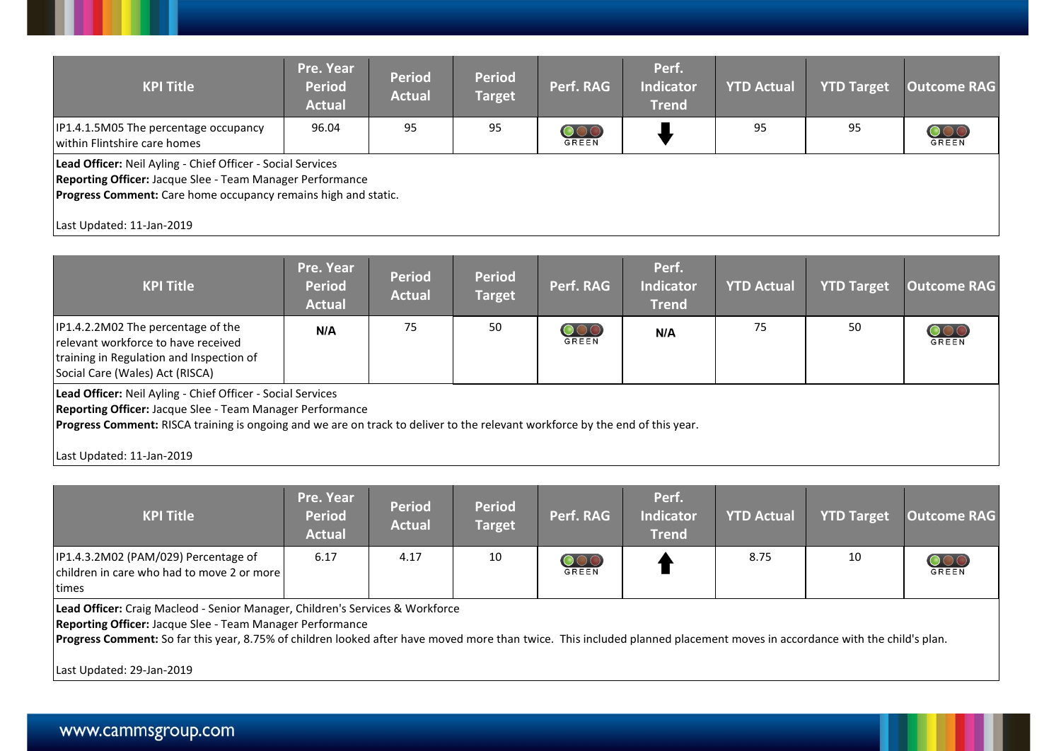| KPI Title | Pre. Year Period Actual | Period Actual | Period Target | Perf. RAG | Perf. Indicator Trend | YTD Actual | YTD Target | Outcome RAG |
|---|---|---|---|---|---|---|---|---|
| IP1.4.1.5M05 The percentage occupancy within Flintshire care homes | 96.04 | 95 | 95 | GREEN | ⬇ | 95 | 95 | GREEN |

**Lead Officer:** Neil Ayling - Chief Officer - Social Services
**Reporting Officer:** Jacque Slee - Team Manager Performance
**Progress Comment:** Care home occupancy remains high and static.

Last Updated: 11-Jan-2019

| KPI Title | Pre. Year Period Actual | Period Actual | Period Target | Perf. RAG | Perf. Indicator Trend | YTD Actual | YTD Target | Outcome RAG |
|---|---|---|---|---|---|---|---|---|
| IP1.4.2.2M02 The percentage of the relevant workforce to have received training in Regulation and Inspection of Social Care (Wales) Act (RISCA) | **N/A** | 75 | 50 | GREEN | **N/A** | 75 | 50 | GREEN |

**Lead Officer:** Neil Ayling - Chief Officer - Social Services
**Reporting Officer:** Jacque Slee - Team Manager Performance
**Progress Comment:** RISCA training is ongoing and we are on track to deliver to the relevant workforce by the end of this year.

Last Updated: 11-Jan-2019

| KPI Title | Pre. Year Period Actual | Period Actual | Period Target | Perf. RAG | Perf. Indicator Trend | YTD Actual | YTD Target | Outcome RAG |
|---|---|---|---|---|---|---|---|---|
| IP1.4.3.2M02 (PAM/029) Percentage of children in care who had to move 2 or more times | 6.17 | 4.17 | 10 | GREEN | ⬆ | 8.75 | 10 | GREEN |

**Lead Officer:** Craig Macleod - Senior Manager, Children's Services & Workforce
**Reporting Officer:** Jacque Slee - Team Manager Performance
**Progress Comment:** So far this year, 8.75% of children looked after have moved more than twice. This included planned placement moves in accordance with the child's plan.

Last Updated: 29-Jan-2019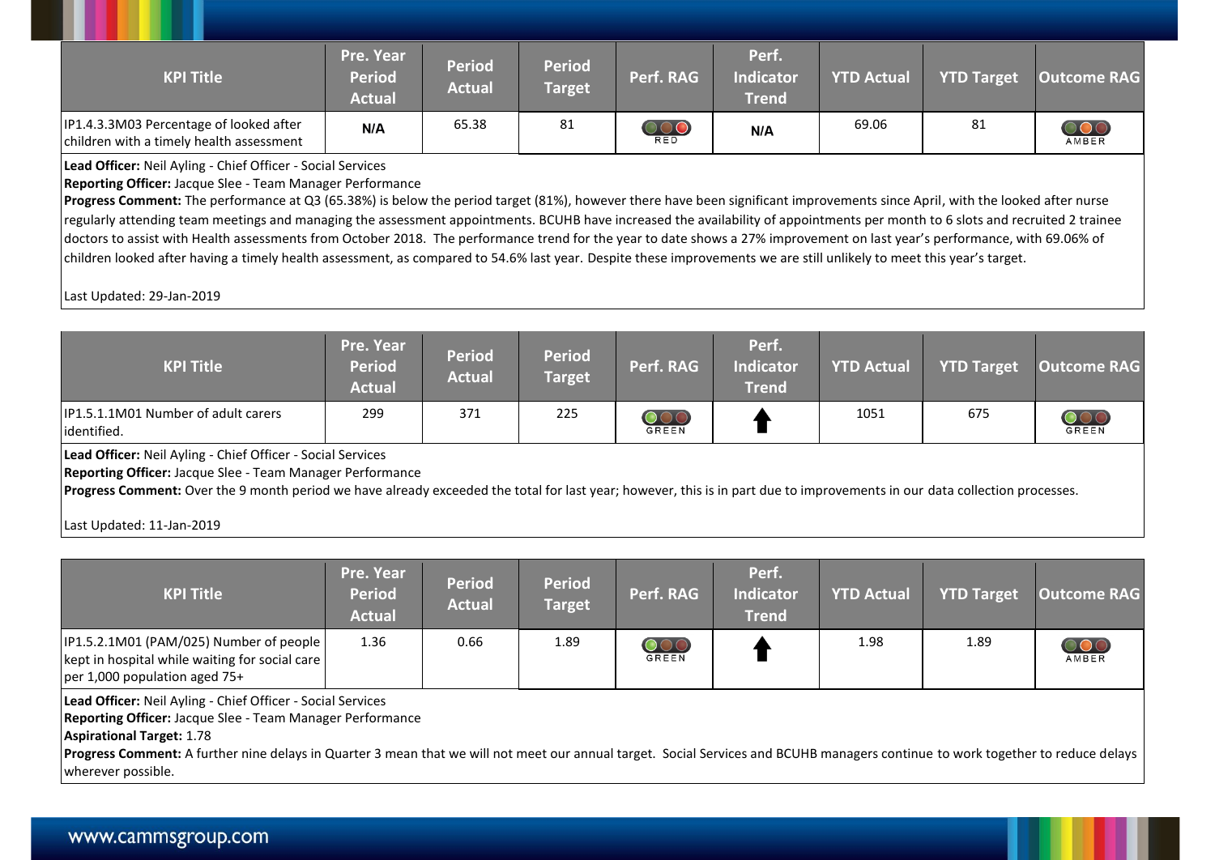| KPI Title | Pre. Year Period Actual | Period Actual | Period Target | Perf. RAG | Perf. Indicator Trend | YTD Actual | YTD Target | Outcome RAG |
|---|---|---|---|---|---|---|---|---|
| IP1.4.3.3M03 Percentage of looked after children with a timely health assessment | N/A | 65.38 | 81 | RED | N/A | 69.06 | 81 | AMBER |

**Lead Officer:** Neil Ayling - Chief Officer - Social Services
**Reporting Officer:** Jacque Slee - Team Manager Performance
**Progress Comment:** The performance at Q3 (65.38%) is below the period target (81%), however there have been significant improvements since April, with the looked after nurse regularly attending team meetings and managing the assessment appointments. BCUHB have increased the availability of appointments per month to 6 slots and recruited 2 trainee doctors to assist with Health assessments from October 2018. The performance trend for the year to date shows a 27% improvement on last year's performance, with 69.06% of children looked after having a timely health assessment, as compared to 54.6% last year. Despite these improvements we are still unlikely to meet this year's target.

Last Updated: 29-Jan-2019

| KPI Title | Pre. Year Period Actual | Period Actual | Period Target | Perf. RAG | Perf. Indicator Trend | YTD Actual | YTD Target | Outcome RAG |
|---|---|---|---|---|---|---|---|---|
| IP1.5.1.1M01 Number of adult carers identified. | 299 | 371 | 225 | GREEN | ↑ | 1051 | 675 | GREEN |

**Lead Officer:** Neil Ayling - Chief Officer - Social Services
**Reporting Officer:** Jacque Slee - Team Manager Performance
**Progress Comment:** Over the 9 month period we have already exceeded the total for last year; however, this is in part due to improvements in our data collection processes.

Last Updated: 11-Jan-2019

| KPI Title | Pre. Year Period Actual | Period Actual | Period Target | Perf. RAG | Perf. Indicator Trend | YTD Actual | YTD Target | Outcome RAG |
|---|---|---|---|---|---|---|---|---|
| IP1.5.2.1M01 (PAM/025) Number of people kept in hospital while waiting for social care per 1,000 population aged 75+ | 1.36 | 0.66 | 1.89 | GREEN | ↑ | 1.98 | 1.89 | AMBER |

**Lead Officer:** Neil Ayling - Chief Officer - Social Services
**Reporting Officer:** Jacque Slee - Team Manager Performance
**Aspirational Target:** 1.78
**Progress Comment:** A further nine delays in Quarter 3 mean that we will not meet our annual target. Social Services and BCUHB managers continue to work together to reduce delays wherever possible.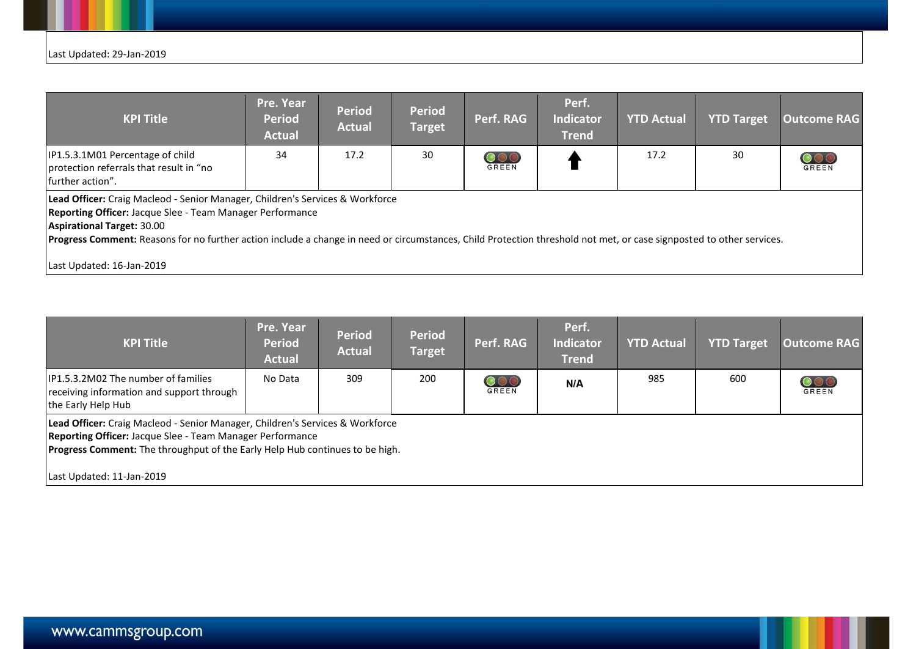Last Updated: 29-Jan-2019

| KPI Title | Pre. Year Period Actual | Period Actual | Period Target | Perf. RAG | Perf. Indicator Trend | YTD Actual | YTD Target | Outcome RAG |
|---|---|---|---|---|---|---|---|---|
| IP1.5.3.1M01 Percentage of child protection referrals that result in “no further action”. | 34 | 17.2 | 30 | GREEN | ↑ | 17.2 | 30 | GREEN |

**Lead Officer:** Craig Macleod - Senior Manager, Children's Services & Workforce
**Reporting Officer:** Jacque Slee - Team Manager Performance
**Aspirational Target:** 30.00
**Progress Comment:** Reasons for no further action include a change in need or circumstances, Child Protection threshold not met, or case signposted to other services.

Last Updated: 16-Jan-2019

| KPI Title | Pre. Year Period Actual | Period Actual | Period Target | Perf. RAG | Perf. Indicator Trend | YTD Actual | YTD Target | Outcome RAG |
|---|---|---|---|---|---|---|---|---|
| IP1.5.3.2M02 The number of families receiving information and support through the Early Help Hub | No Data | 309 | 200 | GREEN | N/A | 985 | 600 | GREEN |

**Lead Officer:** Craig Macleod - Senior Manager, Children's Services & Workforce
**Reporting Officer:** Jacque Slee - Team Manager Performance
**Progress Comment:** The throughput of the Early Help Hub continues to be high.

Last Updated: 11-Jan-2019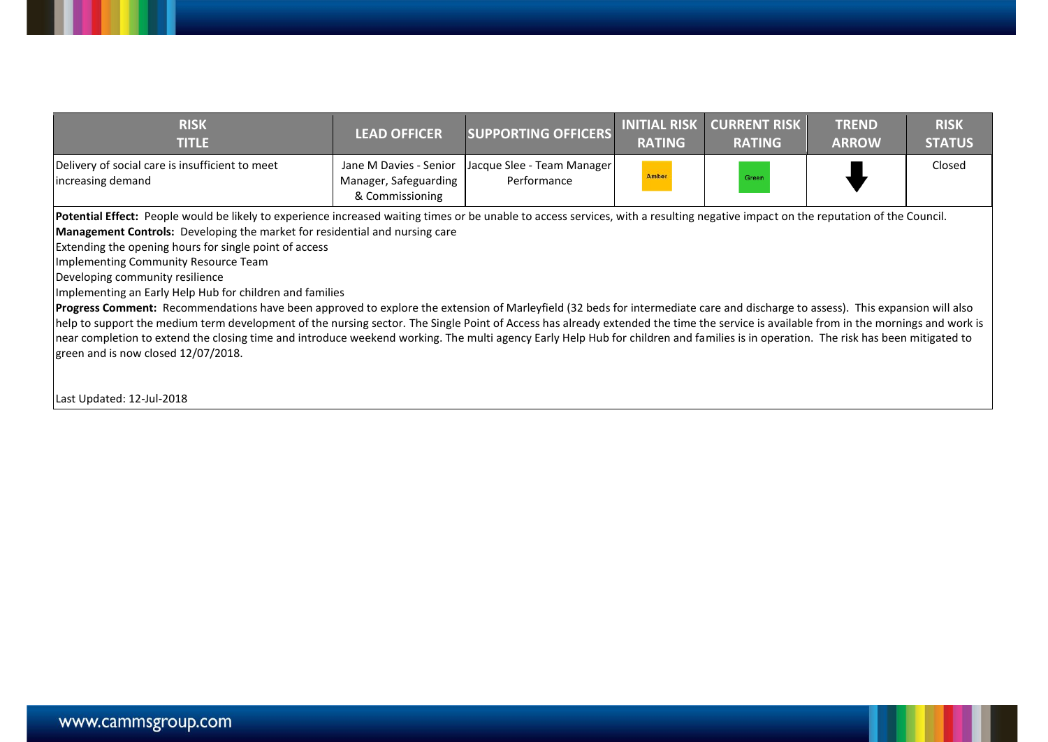| RISK TITLE | LEAD OFFICER | SUPPORTING OFFICERS | INITIAL RISK RATING | CURRENT RISK RATING | TREND ARROW | RISK STATUS |
|---|---|---|---|---|---|---|
| Delivery of social care is insufficient to meet increasing demand | Jane M Davies - Senior Manager, Safeguarding & Commissioning | Jacque Slee - Team Manager Performance | Amber | Green | ↓ | Closed |

**Potential Effect:** People would be likely to experience increased waiting times or be unable to access services, with a resulting negative impact on the reputation of the Council.

**Management Controls:** Developing the market for residential and nursing care
Extending the opening hours for single point of access
Implementing Community Resource Team
Developing community resilience
Implementing an Early Help Hub for children and families

**Progress Comment:** Recommendations have been approved to explore the extension of Marleyfield (32 beds for intermediate care and discharge to assess). This expansion will also help to support the medium term development of the nursing sector. The Single Point of Access has already extended the time the service is available from in the mornings and work is near completion to extend the closing time and introduce weekend working. The multi agency Early Help Hub for children and families is in operation. The risk has been mitigated to green and is now closed 12/07/2018.

Last Updated: 12-Jul-2018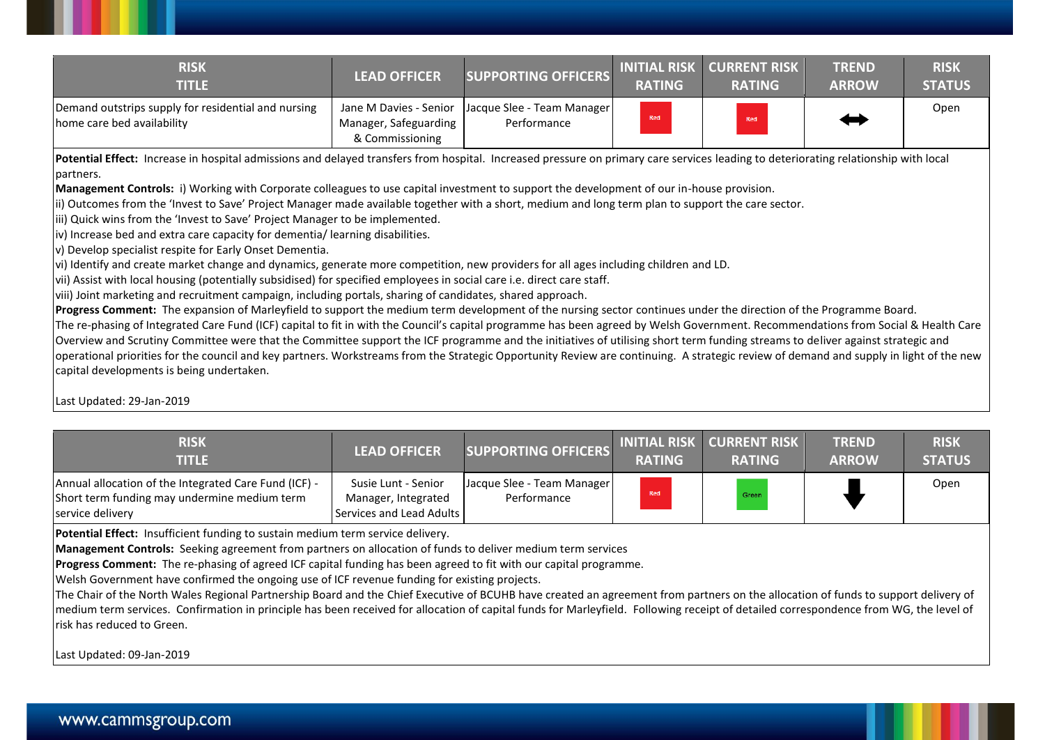| RISK TITLE | LEAD OFFICER | SUPPORTING OFFICERS | INITIAL RISK RATING | CURRENT RISK RATING | TREND ARROW | RISK STATUS |
|---|---|---|---|---|---|---|
| Demand outstrips supply for residential and nursing home care bed availability | Jane M Davies - Senior Manager, Safeguarding & Commissioning | Jacque Slee - Team Manager Performance | Red | Red | ↔ | Open |

**Potential Effect:** Increase in hospital admissions and delayed transfers from hospital. Increased pressure on primary care services leading to deteriorating relationship with local partners.

**Management Controls:** i) Working with Corporate colleagues to use capital investment to support the development of our in-house provision.

ii) Outcomes from the 'Invest to Save' Project Manager made available together with a short, medium and long term plan to support the care sector.

iii) Quick wins from the 'Invest to Save' Project Manager to be implemented.

iv) Increase bed and extra care capacity for dementia/ learning disabilities.

v) Develop specialist respite for Early Onset Dementia.

vi) Identify and create market change and dynamics, generate more competition, new providers for all ages including children and LD.

vii) Assist with local housing (potentially subsidised) for specified employees in social care i.e. direct care staff.

viii) Joint marketing and recruitment campaign, including portals, sharing of candidates, shared approach.

**Progress Comment:** The expansion of Marleyfield to support the medium term development of the nursing sector continues under the direction of the Programme Board.

The re-phasing of Integrated Care Fund (ICF) capital to fit in with the Council's capital programme has been agreed by Welsh Government. Recommendations from Social & Health Care Overview and Scrutiny Committee were that the Committee support the ICF programme and the initiatives of utilising short term funding streams to deliver against strategic and operational priorities for the council and key partners. Workstreams from the Strategic Opportunity Review are continuing. A strategic review of demand and supply in light of the new capital developments is being undertaken.

Last Updated: 29-Jan-2019

| RISK TITLE | LEAD OFFICER | SUPPORTING OFFICERS | INITIAL RISK RATING | CURRENT RISK RATING | TREND ARROW | RISK STATUS |
|---|---|---|---|---|---|---|
| Annual allocation of the Integrated Care Fund (ICF) - Short term funding may undermine medium term service delivery | Susie Lunt - Senior Manager, Integrated Services and Lead Adults | Jacque Slee - Team Manager Performance | Red | Green | ↓ | Open |

**Potential Effect:** Insufficient funding to sustain medium term service delivery.

**Management Controls:** Seeking agreement from partners on allocation of funds to deliver medium term services

**Progress Comment:** The re-phasing of agreed ICF capital funding has been agreed to fit with our capital programme.

Welsh Government have confirmed the ongoing use of ICF revenue funding for existing projects.

The Chair of the North Wales Regional Partnership Board and the Chief Executive of BCUHB have created an agreement from partners on the allocation of funds to support delivery of medium term services. Confirmation in principle has been received for allocation of capital funds for Marleyfield. Following receipt of detailed correspondence from WG, the level of risk has reduced to Green.

Last Updated: 09-Jan-2019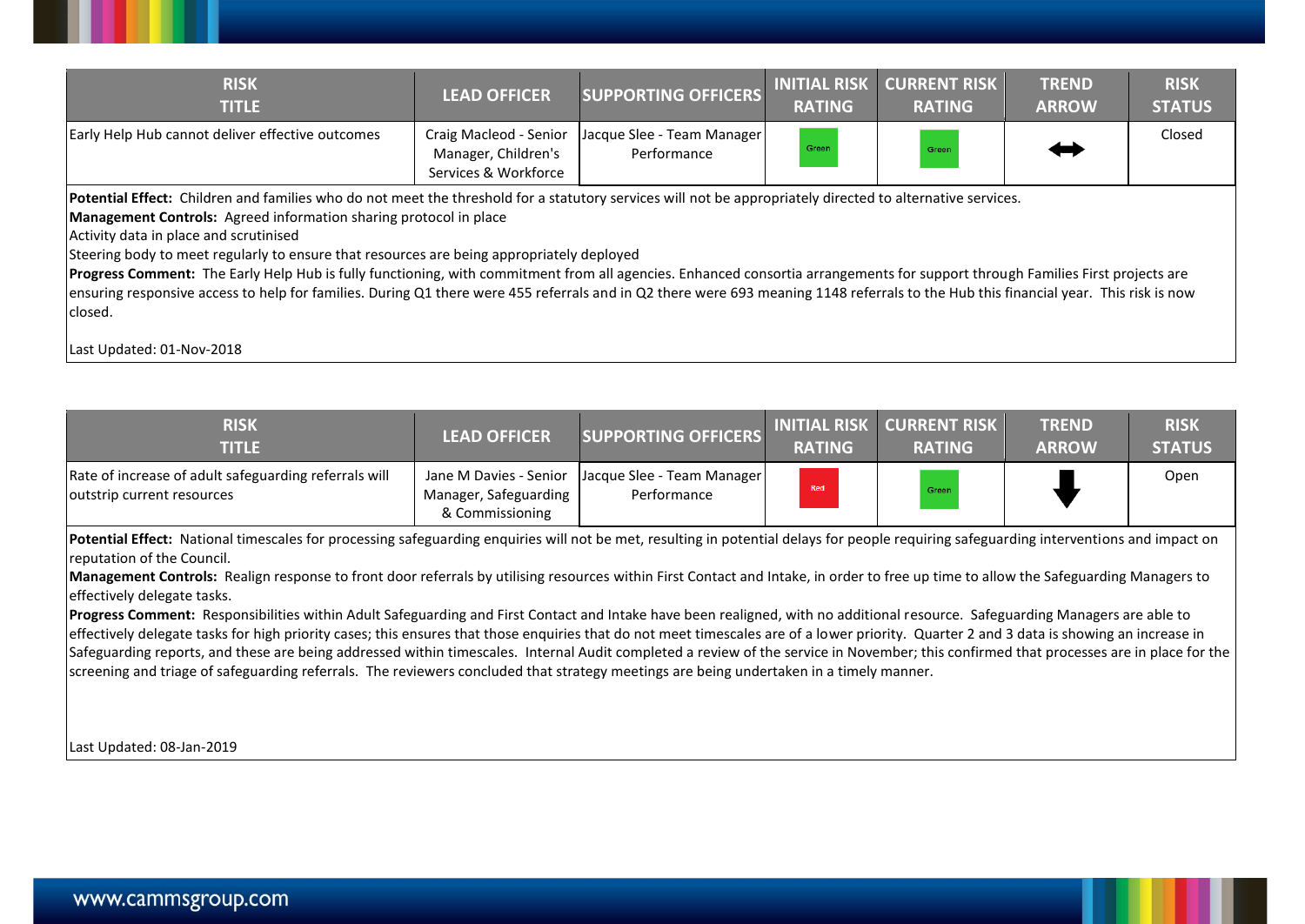| RISK TITLE | LEAD OFFICER | SUPPORTING OFFICERS | INITIAL RISK RATING | CURRENT RISK RATING | TREND ARROW | RISK STATUS |
|---|---|---|---|---|---|---|
| Early Help Hub cannot deliver effective outcomes | Craig Macleod - Senior Manager, Children's Services & Workforce | Jacque Slee - Team Manager Performance | Green | Green | ⬌ | Closed |

**Potential Effect:** Children and families who do not meet the threshold for a statutory services will not be appropriately directed to alternative services.

**Management Controls:** Agreed information sharing protocol in place

Activity data in place and scrutinised

Steering body to meet regularly to ensure that resources are being appropriately deployed

**Progress Comment:** The Early Help Hub is fully functioning, with commitment from all agencies. Enhanced consortia arrangements for support through Families First projects are ensuring responsive access to help for families. During Q1 there were 455 referrals and in Q2 there were 693 meaning 1148 referrals to the Hub this financial year. This risk is now closed.

Last Updated: 01-Nov-2018

| RISK TITLE | LEAD OFFICER | SUPPORTING OFFICERS | INITIAL RISK RATING | CURRENT RISK RATING | TREND ARROW | RISK STATUS |
|---|---|---|---|---|---|---|
| Rate of increase of adult safeguarding referrals will outstrip current resources | Jane M Davies - Senior Manager, Safeguarding & Commissioning | Jacque Slee - Team Manager Performance | Red | Green | ⬇ | Open |

**Potential Effect:** National timescales for processing safeguarding enquiries will not be met, resulting in potential delays for people requiring safeguarding interventions and impact on reputation of the Council.

**Management Controls:** Realign response to front door referrals by utilising resources within First Contact and Intake, in order to free up time to allow the Safeguarding Managers to effectively delegate tasks.

**Progress Comment:** Responsibilities within Adult Safeguarding and First Contact and Intake have been realigned, with no additional resource. Safeguarding Managers are able to effectively delegate tasks for high priority cases; this ensures that those enquiries that do not meet timescales are of a lower priority. Quarter 2 and 3 data is showing an increase in Safeguarding reports, and these are being addressed within timescales. Internal Audit completed a review of the service in November; this confirmed that processes are in place for the screening and triage of safeguarding referrals. The reviewers concluded that strategy meetings are being undertaken in a timely manner.

Last Updated: 08-Jan-2019